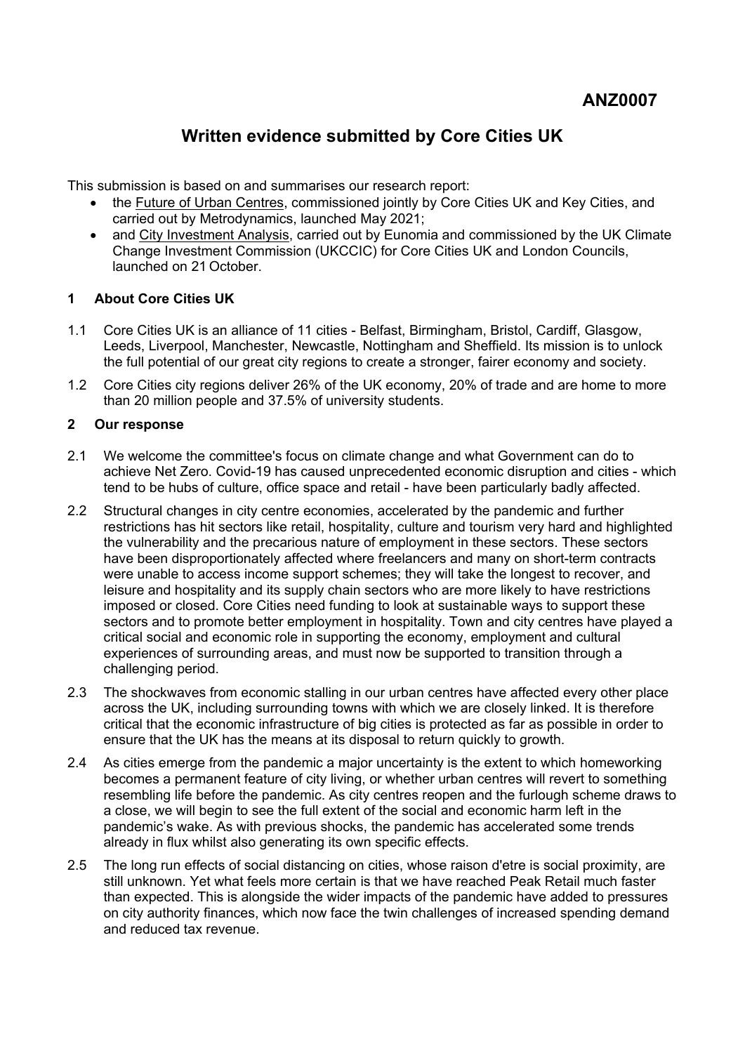**ANZ0007**

# Written evidence submitted by Core Cities UK

This submission is based on and summarises our research report:

- the Future of Urban Centres, commissioned jointly by Core Cities UK and Key Cities, and carried out by Metrodynamics, launched May 2021;
- and City Investment Analysis, carried out by Eunomia and commissioned by the UK Climate Change Investment Commission (UKCCIC) for Core Cities UK and London Councils, launched on 21 October.

## 1 About Core Cities UK

1.1 Core Cities UK is an alliance of 11 cities - Belfast, Birmingham, Bristol, Cardiff, Glasgow, Leeds, Liverpool, Manchester, Newcastle, Nottingham and Sheffield. Its mission is to unlock the full potential of our great city regions to create a stronger, fairer economy and society.

1.2 Core Cities city regions deliver 26% of the UK economy, 20% of trade and are home to more than 20 million people and 37.5% of university students.

## 2 Our response

2.1 We welcome the committee's focus on climate change and what Government can do to achieve Net Zero. Covid-19 has caused unprecedented economic disruption and cities - which tend to be hubs of culture, office space and retail - have been particularly badly affected.

2.2 Structural changes in city centre economies, accelerated by the pandemic and further restrictions has hit sectors like retail, hospitality, culture and tourism very hard and highlighted the vulnerability and the precarious nature of employment in these sectors. These sectors have been disproportionately affected where freelancers and many on short-term contracts were unable to access income support schemes; they will take the longest to recover, and leisure and hospitality and its supply chain sectors who are more likely to have restrictions imposed or closed. Core Cities need funding to look at sustainable ways to support these sectors and to promote better employment in hospitality. Town and city centres have played a critical social and economic role in supporting the economy, employment and cultural experiences of surrounding areas, and must now be supported to transition through a challenging period.

2.3 The shockwaves from economic stalling in our urban centres have affected every other place across the UK, including surrounding towns with which we are closely linked. It is therefore critical that the economic infrastructure of big cities is protected as far as possible in order to ensure that the UK has the means at its disposal to return quickly to growth.

2.4 As cities emerge from the pandemic a major uncertainty is the extent to which homeworking becomes a permanent feature of city living, or whether urban centres will revert to something resembling life before the pandemic. As city centres reopen and the furlough scheme draws to a close, we will begin to see the full extent of the social and economic harm left in the pandemic's wake. As with previous shocks, the pandemic has accelerated some trends already in flux whilst also generating its own specific effects.

2.5 The long run effects of social distancing on cities, whose raison d'etre is social proximity, are still unknown. Yet what feels more certain is that we have reached Peak Retail much faster than expected. This is alongside the wider impacts of the pandemic have added to pressures on city authority finances, which now face the twin challenges of increased spending demand and reduced tax revenue.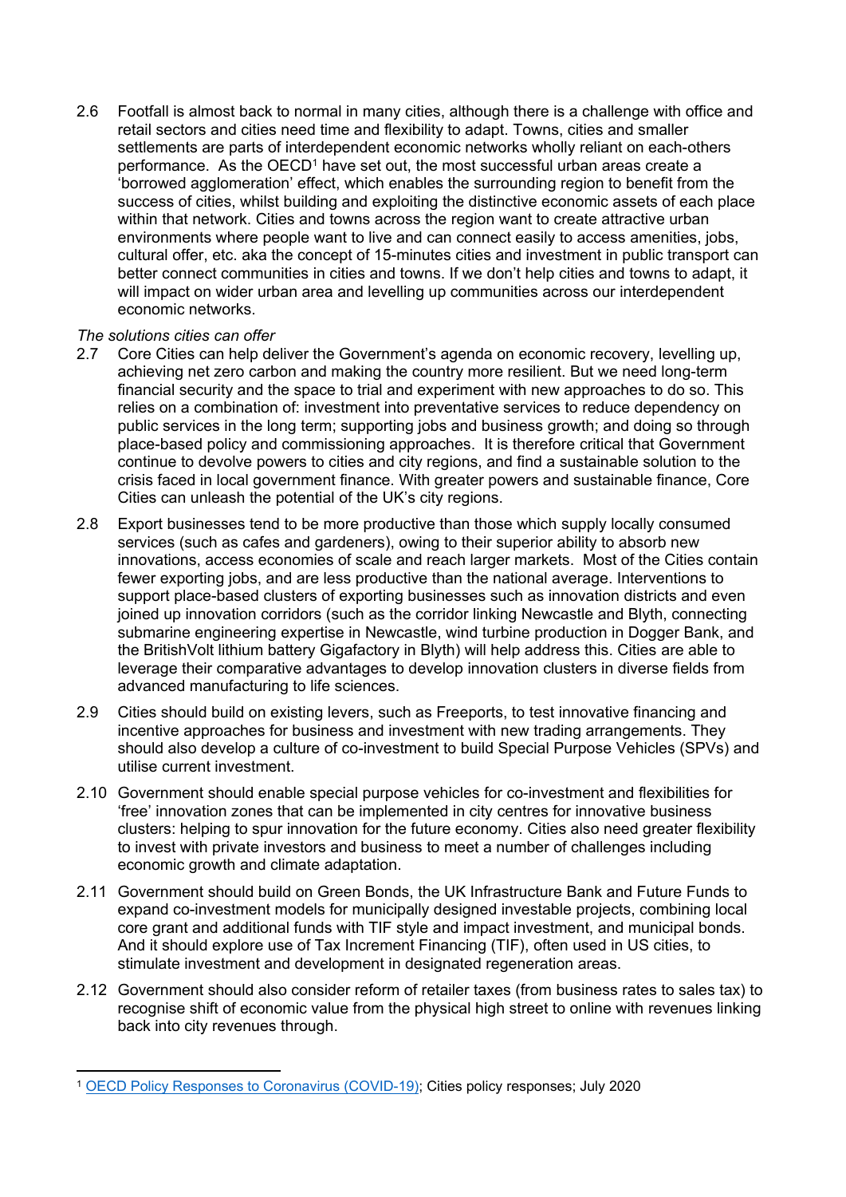2.6 Footfall is almost back to normal in many cities, although there is a challenge with office and retail sectors and cities need time and flexibility to adapt. Towns, cities and smaller settlements are parts of interdependent economic networks wholly reliant on each-others performance. As the OECD[1] have set out, the most successful urban areas create a 'borrowed agglomeration' effect, which enables the surrounding region to benefit from the success of cities, whilst building and exploiting the distinctive economic assets of each place within that network. Cities and towns across the region want to create attractive urban environments where people want to live and can connect easily to access amenities, jobs, cultural offer, etc. aka the concept of 15-minutes cities and investment in public transport can better connect communities in cities and towns. If we don't help cities and towns to adapt, it will impact on wider urban area and levelling up communities across our interdependent economic networks.

*The solutions cities can offer*

2.7 Core Cities can help deliver the Government's agenda on economic recovery, levelling up, achieving net zero carbon and making the country more resilient. But we need long-term financial security and the space to trial and experiment with new approaches to do so. This relies on a combination of: investment into preventative services to reduce dependency on public services in the long term; supporting jobs and business growth; and doing so through place-based policy and commissioning approaches. It is therefore critical that Government continue to devolve powers to cities and city regions, and find a sustainable solution to the crisis faced in local government finance. With greater powers and sustainable finance, Core Cities can unleash the potential of the UK's city regions.

2.8 Export businesses tend to be more productive than those which supply locally consumed services (such as cafes and gardeners), owing to their superior ability to absorb new innovations, access economies of scale and reach larger markets. Most of the Cities contain fewer exporting jobs, and are less productive than the national average. Interventions to support place-based clusters of exporting businesses such as innovation districts and even joined up innovation corridors (such as the corridor linking Newcastle and Blyth, connecting submarine engineering expertise in Newcastle, wind turbine production in Dogger Bank, and the BritishVolt lithium battery Gigafactory in Blyth) will help address this. Cities are able to leverage their comparative advantages to develop innovation clusters in diverse fields from advanced manufacturing to life sciences.

2.9 Cities should build on existing levers, such as Freeports, to test innovative financing and incentive approaches for business and investment with new trading arrangements. They should also develop a culture of co-investment to build Special Purpose Vehicles (SPVs) and utilise current investment.

2.10 Government should enable special purpose vehicles for co-investment and flexibilities for 'free' innovation zones that can be implemented in city centres for innovative business clusters: helping to spur innovation for the future economy. Cities also need greater flexibility to invest with private investors and business to meet a number of challenges including economic growth and climate adaptation.

2.11 Government should build on Green Bonds, the UK Infrastructure Bank and Future Funds to expand co-investment models for municipally designed investable projects, combining local core grant and additional funds with TIF style and impact investment, and municipal bonds. And it should explore use of Tax Increment Financing (TIF), often used in US cities, to stimulate investment and development in designated regeneration areas.

2.12 Government should also consider reform of retailer taxes (from business rates to sales tax) to recognise shift of economic value from the physical high street to online with revenues linking back into city revenues through.

---

[1] OECD Policy Responses to Coronavirus (COVID-19); Cities policy responses; July 2020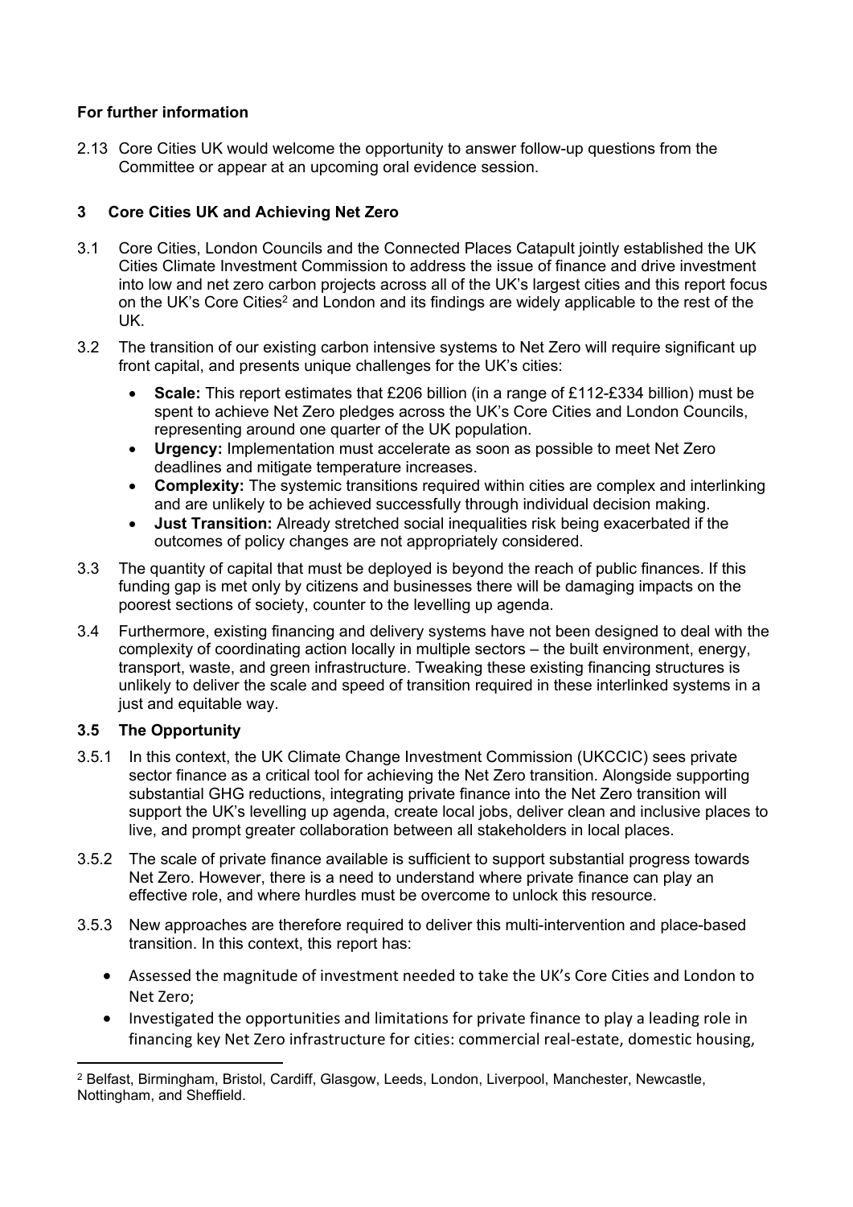**For further information**

2.13 Core Cities UK would welcome the opportunity to answer follow-up questions from the Committee or appear at an upcoming oral evidence session.

## 3 Core Cities UK and Achieving Net Zero

3.1 Core Cities, London Councils and the Connected Places Catapult jointly established the UK Cities Climate Investment Commission to address the issue of finance and drive investment into low and net zero carbon projects across all of the UK's largest cities and this report focus on the UK's Core Cities[2] and London and its findings are widely applicable to the rest of the UK.

3.2 The transition of our existing carbon intensive systems to Net Zero will require significant up front capital, and presents unique challenges for the UK's cities:

- **Scale:** This report estimates that £206 billion (in a range of £112-£334 billion) must be spent to achieve Net Zero pledges across the UK's Core Cities and London Councils, representing around one quarter of the UK population.
- **Urgency:** Implementation must accelerate as soon as possible to meet Net Zero deadlines and mitigate temperature increases.
- **Complexity:** The systemic transitions required within cities are complex and interlinking and are unlikely to be achieved successfully through individual decision making.
- **Just Transition:** Already stretched social inequalities risk being exacerbated if the outcomes of policy changes are not appropriately considered.

3.3 The quantity of capital that must be deployed is beyond the reach of public finances. If this funding gap is met only by citizens and businesses there will be damaging impacts on the poorest sections of society, counter to the levelling up agenda.

3.4 Furthermore, existing financing and delivery systems have not been designed to deal with the complexity of coordinating action locally in multiple sectors – the built environment, energy, transport, waste, and green infrastructure. Tweaking these existing financing structures is unlikely to deliver the scale and speed of transition required in these interlinked systems in a just and equitable way.

### 3.5 The Opportunity

3.5.1 In this context, the UK Climate Change Investment Commission (UKCCIC) sees private sector finance as a critical tool for achieving the Net Zero transition. Alongside supporting substantial GHG reductions, integrating private finance into the Net Zero transition will support the UK's levelling up agenda, create local jobs, deliver clean and inclusive places to live, and prompt greater collaboration between all stakeholders in local places.

3.5.2 The scale of private finance available is sufficient to support substantial progress towards Net Zero. However, there is a need to understand where private finance can play an effective role, and where hurdles must be overcome to unlock this resource.

3.5.3 New approaches are therefore required to deliver this multi-intervention and place-based transition. In this context, this report has:

- Assessed the magnitude of investment needed to take the UK's Core Cities and London to Net Zero;
- Investigated the opportunities and limitations for private finance to play a leading role in financing key Net Zero infrastructure for cities: commercial real-estate, domestic housing,

---

[2] Belfast, Birmingham, Bristol, Cardiff, Glasgow, Leeds, London, Liverpool, Manchester, Newcastle, Nottingham, and Sheffield.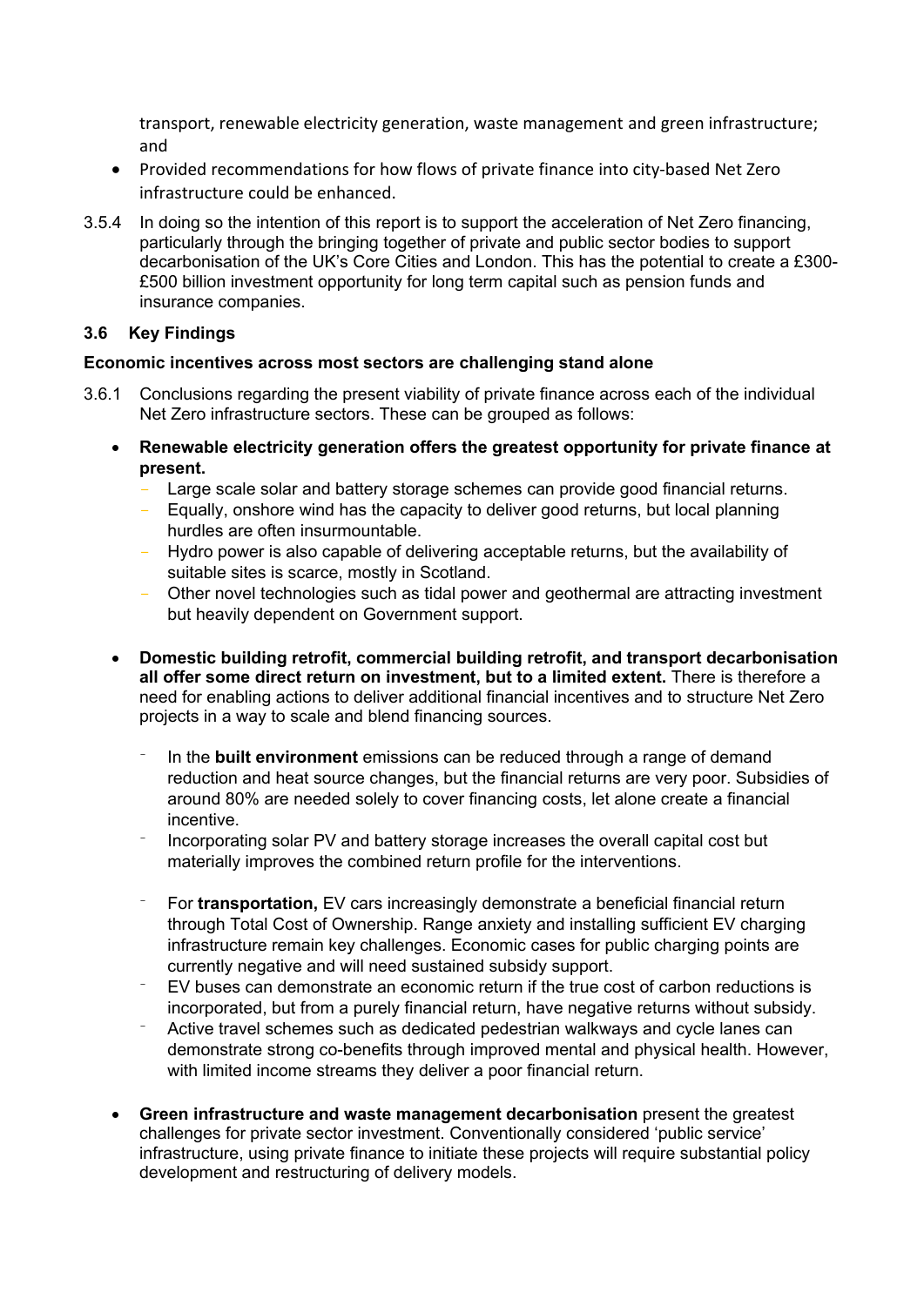transport, renewable electricity generation, waste management and green infrastructure; and

- Provided recommendations for how flows of private finance into city-based Net Zero infrastructure could be enhanced.

3.5.4 In doing so the intention of this report is to support the acceleration of Net Zero financing, particularly through the bringing together of private and public sector bodies to support decarbonisation of the UK's Core Cities and London. This has the potential to create a £300-£500 billion investment opportunity for long term capital such as pension funds and insurance companies.

### 3.6 Key Findings

**Economic incentives across most sectors are challenging stand alone**

3.6.1 Conclusions regarding the present viability of private finance across each of the individual Net Zero infrastructure sectors. These can be grouped as follows:

- **Renewable electricity generation offers the greatest opportunity for private finance at present.**
  - Large scale solar and battery storage schemes can provide good financial returns.
  - Equally, onshore wind has the capacity to deliver good returns, but local planning hurdles are often insurmountable.
  - Hydro power is also capable of delivering acceptable returns, but the availability of suitable sites is scarce, mostly in Scotland.
  - Other novel technologies such as tidal power and geothermal are attracting investment but heavily dependent on Government support.

- **Domestic building retrofit, commercial building retrofit, and transport decarbonisation all offer some direct return on investment, but to a limited extent.** There is therefore a need for enabling actions to deliver additional financial incentives and to structure Net Zero projects in a way to scale and blend financing sources.
  - In the **built environment** emissions can be reduced through a range of demand reduction and heat source changes, but the financial returns are very poor. Subsidies of around 80% are needed solely to cover financing costs, let alone create a financial incentive.
  - Incorporating solar PV and battery storage increases the overall capital cost but materially improves the combined return profile for the interventions.
  - For **transportation,** EV cars increasingly demonstrate a beneficial financial return through Total Cost of Ownership. Range anxiety and installing sufficient EV charging infrastructure remain key challenges. Economic cases for public charging points are currently negative and will need sustained subsidy support.
  - EV buses can demonstrate an economic return if the true cost of carbon reductions is incorporated, but from a purely financial return, have negative returns without subsidy.
  - Active travel schemes such as dedicated pedestrian walkways and cycle lanes can demonstrate strong co-benefits through improved mental and physical health. However, with limited income streams they deliver a poor financial return.

- **Green infrastructure and waste management decarbonisation** present the greatest challenges for private sector investment. Conventionally considered 'public service' infrastructure, using private finance to initiate these projects will require substantial policy development and restructuring of delivery models.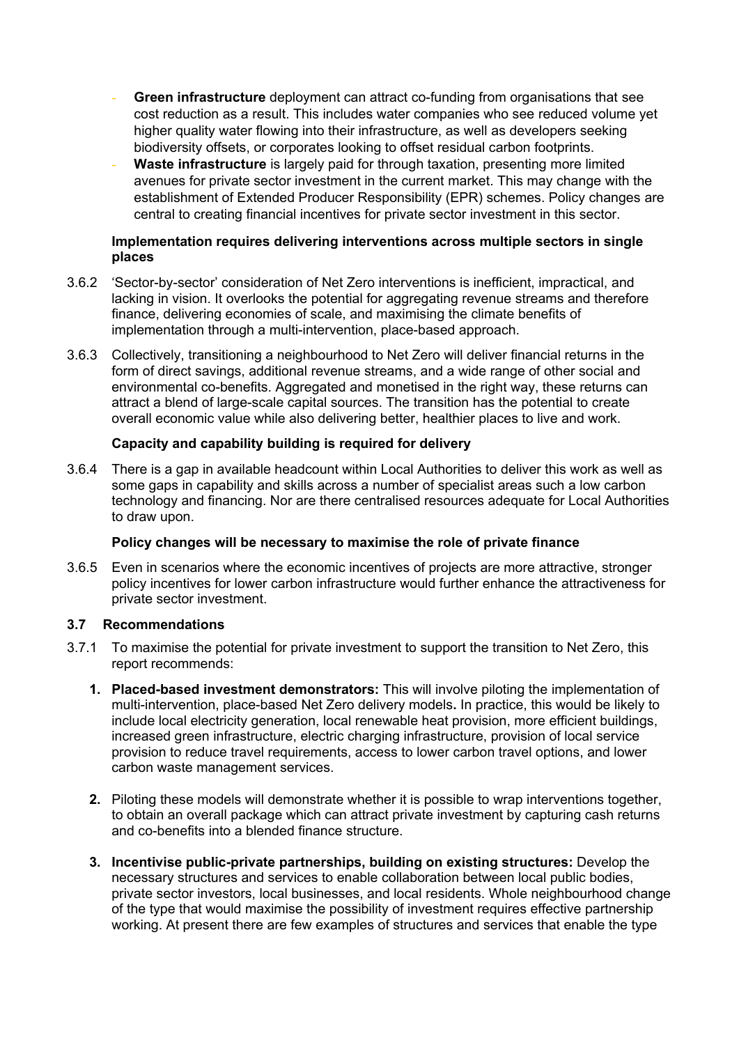- **Green infrastructure** deployment can attract co-funding from organisations that see cost reduction as a result. This includes water companies who see reduced volume yet higher quality water flowing into their infrastructure, as well as developers seeking biodiversity offsets, or corporates looking to offset residual carbon footprints.
- **Waste infrastructure** is largely paid for through taxation, presenting more limited avenues for private sector investment in the current market. This may change with the establishment of Extended Producer Responsibility (EPR) schemes. Policy changes are central to creating financial incentives for private sector investment in this sector.

**Implementation requires delivering interventions across multiple sectors in single places**

3.6.2 'Sector-by-sector' consideration of Net Zero interventions is inefficient, impractical, and lacking in vision. It overlooks the potential for aggregating revenue streams and therefore finance, delivering economies of scale, and maximising the climate benefits of implementation through a multi-intervention, place-based approach.

3.6.3 Collectively, transitioning a neighbourhood to Net Zero will deliver financial returns in the form of direct savings, additional revenue streams, and a wide range of other social and environmental co-benefits. Aggregated and monetised in the right way, these returns can attract a blend of large-scale capital sources. The transition has the potential to create overall economic value while also delivering better, healthier places to live and work.

**Capacity and capability building is required for delivery**

3.6.4 There is a gap in available headcount within Local Authorities to deliver this work as well as some gaps in capability and skills across a number of specialist areas such a low carbon technology and financing. Nor are there centralised resources adequate for Local Authorities to draw upon.

**Policy changes will be necessary to maximise the role of private finance**

3.6.5 Even in scenarios where the economic incentives of projects are more attractive, stronger policy incentives for lower carbon infrastructure would further enhance the attractiveness for private sector investment.

### 3.7 Recommendations

3.7.1 To maximise the potential for private investment to support the transition to Net Zero, this report recommends:

1. **Placed-based investment demonstrators:** This will involve piloting the implementation of multi-intervention, place-based Net Zero delivery models**.** In practice, this would be likely to include local electricity generation, local renewable heat provision, more efficient buildings, increased green infrastructure, electric charging infrastructure, provision of local service provision to reduce travel requirements, access to lower carbon travel options, and lower carbon waste management services.

2. Piloting these models will demonstrate whether it is possible to wrap interventions together, to obtain an overall package which can attract private investment by capturing cash returns and co-benefits into a blended finance structure.

3. **Incentivise public-private partnerships, building on existing structures:** Develop the necessary structures and services to enable collaboration between local public bodies, private sector investors, local businesses, and local residents. Whole neighbourhood change of the type that would maximise the possibility of investment requires effective partnership working. At present there are few examples of structures and services that enable the type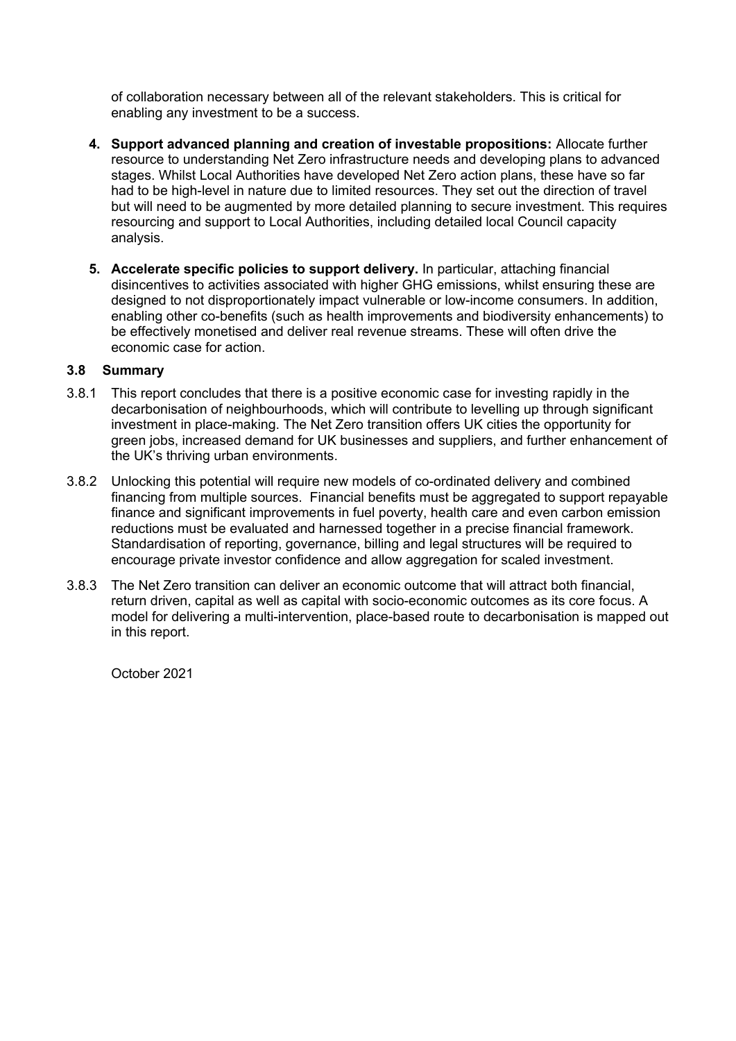of collaboration necessary between all of the relevant stakeholders. This is critical for enabling any investment to be a success.

4. **Support advanced planning and creation of investable propositions:** Allocate further resource to understanding Net Zero infrastructure needs and developing plans to advanced stages. Whilst Local Authorities have developed Net Zero action plans, these have so far had to be high-level in nature due to limited resources. They set out the direction of travel but will need to be augmented by more detailed planning to secure investment. This requires resourcing and support to Local Authorities, including detailed local Council capacity analysis.

5. **Accelerate specific policies to support delivery.** In particular, attaching financial disincentives to activities associated with higher GHG emissions, whilst ensuring these are designed to not disproportionately impact vulnerable or low-income consumers. In addition, enabling other co-benefits (such as health improvements and biodiversity enhancements) to be effectively monetised and deliver real revenue streams. These will often drive the economic case for action.

### 3.8 Summary

3.8.1 This report concludes that there is a positive economic case for investing rapidly in the decarbonisation of neighbourhoods, which will contribute to levelling up through significant investment in place-making. The Net Zero transition offers UK cities the opportunity for green jobs, increased demand for UK businesses and suppliers, and further enhancement of the UK's thriving urban environments.

3.8.2 Unlocking this potential will require new models of co-ordinated delivery and combined financing from multiple sources. Financial benefits must be aggregated to support repayable finance and significant improvements in fuel poverty, health care and even carbon emission reductions must be evaluated and harnessed together in a precise financial framework. Standardisation of reporting, governance, billing and legal structures will be required to encourage private investor confidence and allow aggregation for scaled investment.

3.8.3 The Net Zero transition can deliver an economic outcome that will attract both financial, return driven, capital as well as capital with socio-economic outcomes as its core focus. A model for delivering a multi-intervention, place-based route to decarbonisation is mapped out in this report.

October 2021